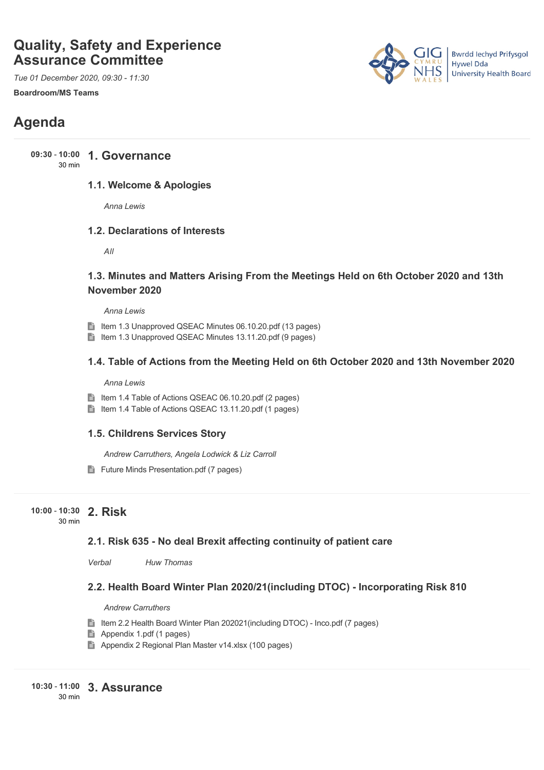# Quality, Safety and Experience Assurance Committee

*Tue 01 December 2020, 09:30 - 11:30*

**Boardroom/MS Teams**

Bwrdd Iechyd Prifysgol Hywel Dda University Health Board

## Agenda

**09:30 - 10:00** 30 min

### 1. Governance

#### 1.1. Welcome & Apologies

*Anna Lewis*

#### 1.2. Declarations of Interests

*All*

#### 1.3. Minutes and Matters Arising From the Meetings Held on 6th October 2020 and 13th November 2020

*Anna Lewis*

- Item 1.3 Unapproved QSEAC Minutes 06.10.20.pdf (13 pages)
- Item 1.3 Unapproved QSEAC Minutes 13.11.20.pdf (9 pages)

#### 1.4. Table of Actions from the Meeting Held on 6th October 2020 and 13th November 2020

*Anna Lewis*

- Item 1.4 Table of Actions QSEAC 06.10.20.pdf (2 pages)
- Item 1.4 Table of Actions QSEAC 13.11.20.pdf (1 pages)

#### 1.5. Childrens Services Story

*Andrew Carruthers, Angela Lodwick & Liz Carroll*

- Future Minds Presentation.pdf (7 pages)

**10:00 - 10:30** 30 min

### 2. Risk

#### 2.1. Risk 635 - No deal Brexit affecting continuity of patient care

*Verbal* *Huw Thomas*

#### 2.2. Health Board Winter Plan 2020/21(including DTOC) - Incorporating Risk 810

*Andrew Carruthers*

- Item 2.2 Health Board Winter Plan 202021(including DTOC) - Inco.pdf (7 pages)
- Appendix 1.pdf (1 pages)
- Appendix 2 Regional Plan Master v14.xlsx (100 pages)

**10:30 - 11:00** 30 min

### 3. Assurance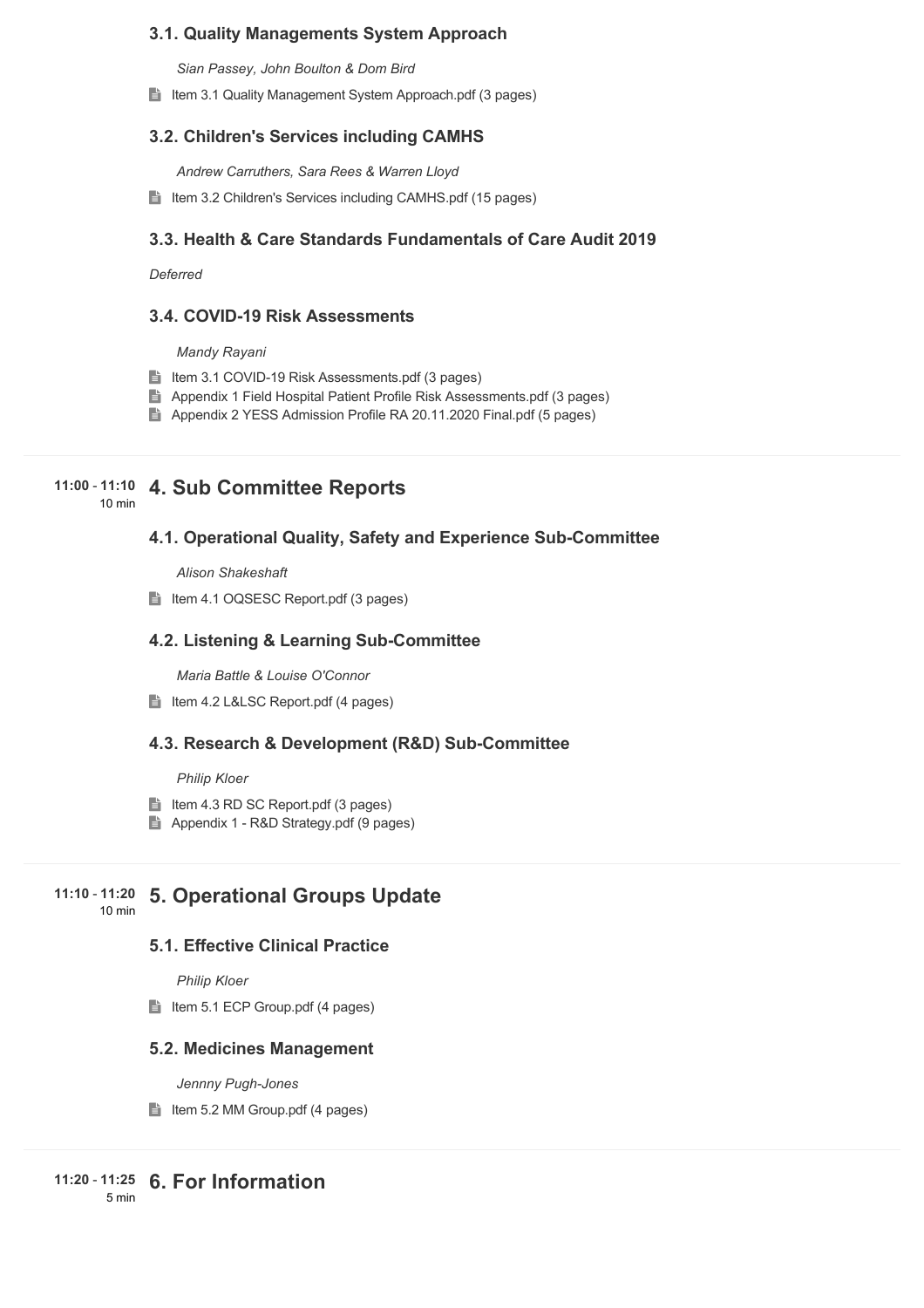### 3.1. Quality Managements System Approach

*Sian Passey, John Boulton & Dom Bird*

- Item 3.1 Quality Management System Approach.pdf (3 pages)

### 3.2. Children's Services including CAMHS

*Andrew Carruthers, Sara Rees & Warren Lloyd*

- Item 3.2 Children's Services including CAMHS.pdf (15 pages)

### 3.3. Health & Care Standards Fundamentals of Care Audit 2019

*Deferred*

### 3.4. COVID-19 Risk Assessments

*Mandy Rayani*

- Item 3.1 COVID-19 Risk Assessments.pdf (3 pages)
- Appendix 1 Field Hospital Patient Profile Risk Assessments.pdf (3 pages)
- Appendix 2 YESS Admission Profile RA 20.11.2020 Final.pdf (5 pages)

## 11:00 - 11:10 (10 min) 4. Sub Committee Reports

### 4.1. Operational Quality, Safety and Experience Sub-Committee

*Alison Shakeshaft*

- Item 4.1 OQSESC Report.pdf (3 pages)

### 4.2. Listening & Learning Sub-Committee

*Maria Battle & Louise O'Connor*

- Item 4.2 L&LSC Report.pdf (4 pages)

### 4.3. Research & Development (R&D) Sub-Committee

*Philip Kloer*

- Item 4.3 RD SC Report.pdf (3 pages)
- Appendix 1 - R&D Strategy.pdf (9 pages)

## 11:10 - 11:20 (10 min) 5. Operational Groups Update

### 5.1. Effective Clinical Practice

*Philip Kloer*

- Item 5.1 ECP Group.pdf (4 pages)

### 5.2. Medicines Management

*Jennny Pugh-Jones*

- Item 5.2 MM Group.pdf (4 pages)

## 11:20 - 11:25 (5 min) 6. For Information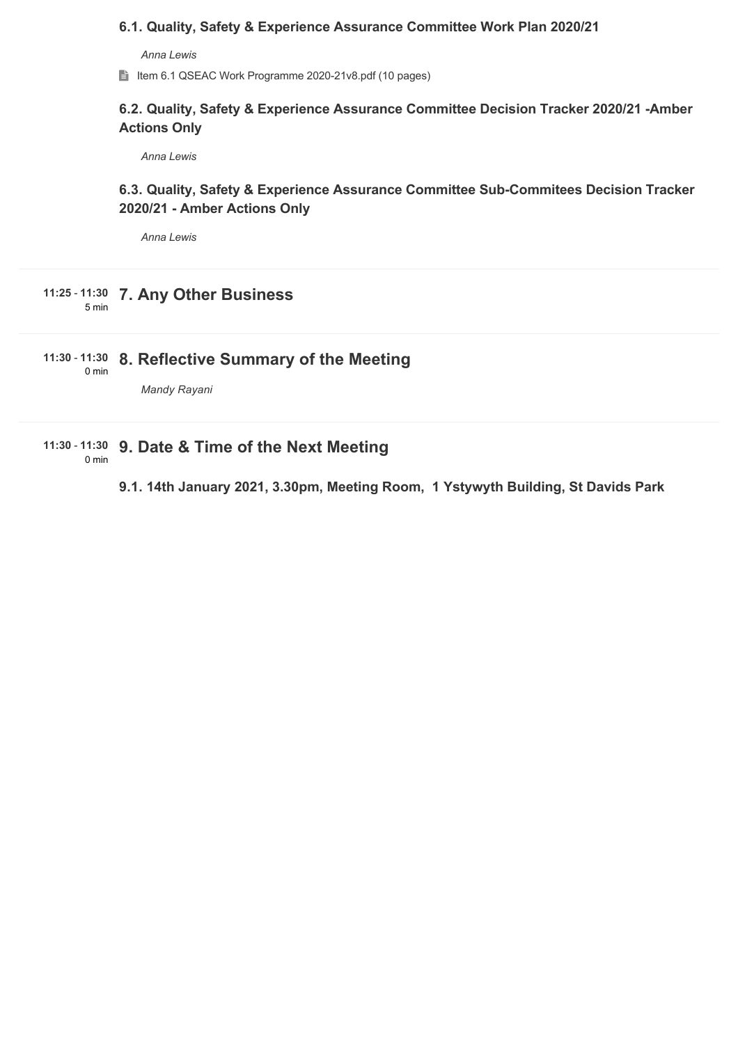### 6.1. Quality, Safety & Experience Assurance Committee Work Plan 2020/21

*Anna Lewis*

Item 6.1 QSEAC Work Programme 2020-21v8.pdf (10 pages)

### 6.2. Quality, Safety & Experience Assurance Committee Decision Tracker 2020/21 -Amber Actions Only

*Anna Lewis*

### 6.3. Quality, Safety & Experience Assurance Committee Sub-Commitees Decision Tracker 2020/21 - Amber Actions Only

*Anna Lewis*

---

**11:25 - 11:30** 5 min

## 7. Any Other Business

---

**11:30 - 11:30** 0 min

## 8. Reflective Summary of the Meeting

*Mandy Rayani*

---

**11:30 - 11:30** 0 min

## 9. Date & Time of the Next Meeting

### 9.1. 14th January 2021, 3.30pm, Meeting Room, 1 Ystywyth Building, St Davids Park